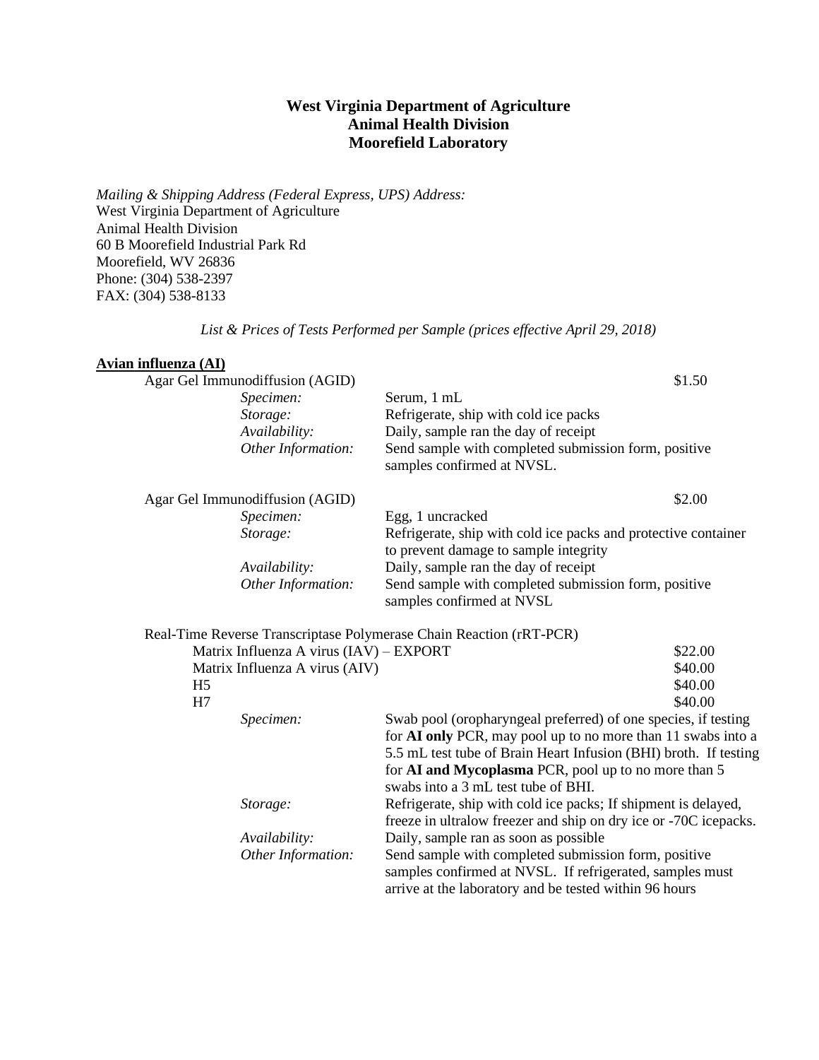# West Virginia Department of Agriculture
# Animal Health Division
# Moorefield Laboratory

*Mailing & Shipping Address (Federal Express, UPS) Address:*
West Virginia Department of Agriculture
Animal Health Division
60 B Moorefield Industrial Park Rd
Moorefield, WV 26836
Phone: (304) 538-2397
FAX: (304) 538-8133

*List & Prices of Tests Performed per Sample (prices effective April 29, 2018)*

## Avian influenza (AI)

**Agar Gel Immunodiffusion (AGID)** — $1.50

- *Specimen:* Serum, 1 mL
- *Storage:* Refrigerate, ship with cold ice packs
- *Availability:* Daily, sample ran the day of receipt
- *Other Information:* Send sample with completed submission form, positive samples confirmed at NVSL.

**Agar Gel Immunodiffusion (AGID)** — $2.00

- *Specimen:* Egg, 1 uncracked
- *Storage:* Refrigerate, ship with cold ice packs and protective container to prevent damage to sample integrity
- *Availability:* Daily, sample ran the day of receipt
- *Other Information:* Send sample with completed submission form, positive samples confirmed at NVSL

**Real-Time Reverse Transcriptase Polymerase Chain Reaction (rRT-PCR)**

| Test | Price |
| --- | --- |
| Matrix Influenza A virus (IAV) – EXPORT | $22.00 |
| Matrix Influenza A virus (AIV) | $40.00 |
| H5 | $40.00 |
| H7 | $40.00 |

- *Specimen:* Swab pool (oropharyngeal preferred) of one species, if testing for **AI only** PCR, may pool up to no more than 11 swabs into a 5.5 mL test tube of Brain Heart Infusion (BHI) broth. If testing for **AI and Mycoplasma** PCR, pool up to no more than 5 swabs into a 3 mL test tube of BHI.
- *Storage:* Refrigerate, ship with cold ice packs; If shipment is delayed, freeze in ultralow freezer and ship on dry ice or -70C icepacks.
- *Availability:* Daily, sample ran as soon as possible
- *Other Information:* Send sample with completed submission form, positive samples confirmed at NVSL. If refrigerated, samples must arrive at the laboratory and be tested within 96 hours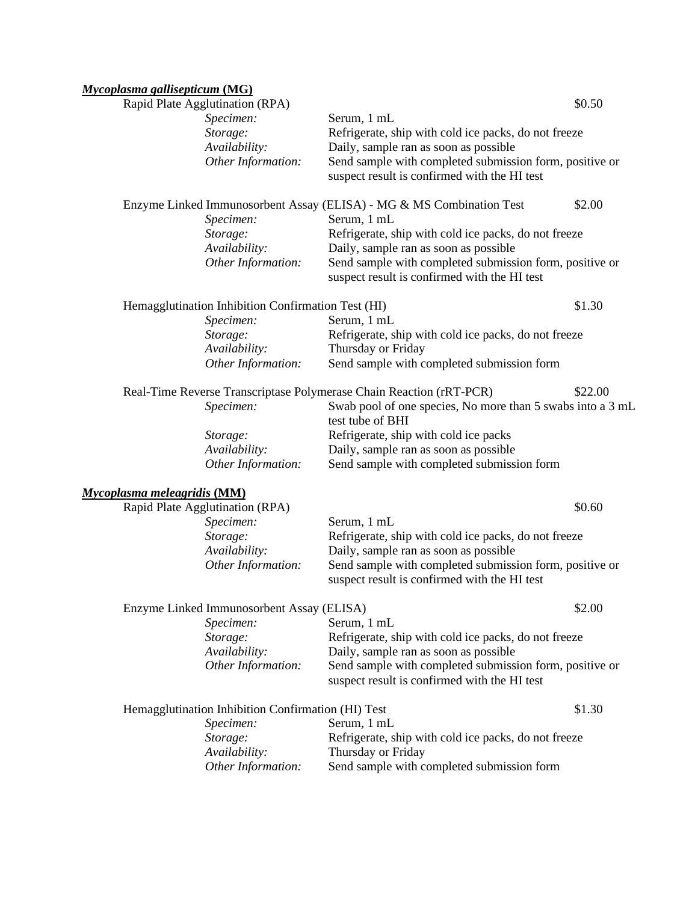***Mycoplasma gallisepticum* (MG)**

Rapid Plate Agglutination (RPA) $0.50

| | |
|---|---|
| *Specimen:* | Serum, 1 mL |
| *Storage:* | Refrigerate, ship with cold ice packs, do not freeze |
| *Availability:* | Daily, sample ran as soon as possible |
| *Other Information:* | Send sample with completed submission form, positive or suspect result is confirmed with the HI test |

Enzyme Linked Immunosorbent Assay (ELISA) - MG & MS Combination Test $2.00

| | |
|---|---|
| *Specimen:* | Serum, 1 mL |
| *Storage:* | Refrigerate, ship with cold ice packs, do not freeze |
| *Availability:* | Daily, sample ran as soon as possible |
| *Other Information:* | Send sample with completed submission form, positive or suspect result is confirmed with the HI test |

Hemagglutination Inhibition Confirmation Test (HI) $1.30

| | |
|---|---|
| *Specimen:* | Serum, 1 mL |
| *Storage:* | Refrigerate, ship with cold ice packs, do not freeze |
| *Availability:* | Thursday or Friday |
| *Other Information:* | Send sample with completed submission form |

Real-Time Reverse Transcriptase Polymerase Chain Reaction (rRT-PCR) $22.00

| | |
|---|---|
| *Specimen:* | Swab pool of one species, No more than 5 swabs into a 3 mL test tube of BHI |
| *Storage:* | Refrigerate, ship with cold ice packs |
| *Availability:* | Daily, sample ran as soon as possible |
| *Other Information:* | Send sample with completed submission form |

***Mycoplasma meleagridis* (MM)**

Rapid Plate Agglutination (RPA) $0.60

| | |
|---|---|
| *Specimen:* | Serum, 1 mL |
| *Storage:* | Refrigerate, ship with cold ice packs, do not freeze |
| *Availability:* | Daily, sample ran as soon as possible |
| *Other Information:* | Send sample with completed submission form, positive or suspect result is confirmed with the HI test |

Enzyme Linked Immunosorbent Assay (ELISA) $2.00

| | |
|---|---|
| *Specimen:* | Serum, 1 mL |
| *Storage:* | Refrigerate, ship with cold ice packs, do not freeze |
| *Availability:* | Daily, sample ran as soon as possible |
| *Other Information:* | Send sample with completed submission form, positive or suspect result is confirmed with the HI test |

Hemagglutination Inhibition Confirmation (HI) Test $1.30

| | |
|---|---|
| *Specimen:* | Serum, 1 mL |
| *Storage:* | Refrigerate, ship with cold ice packs, do not freeze |
| *Availability:* | Thursday or Friday |
| *Other Information:* | Send sample with completed submission form |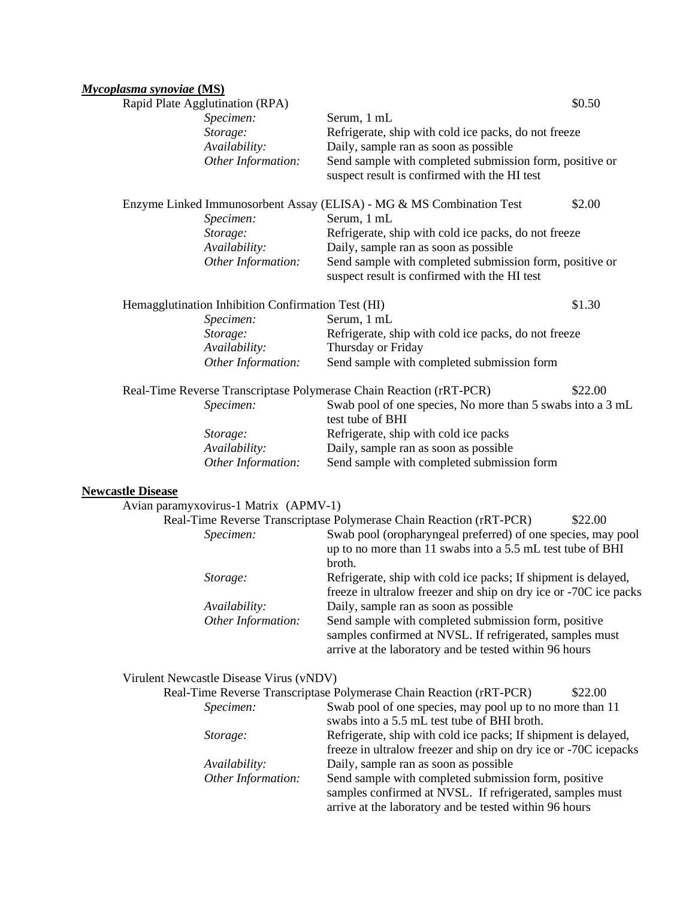## ***Mycoplasma synoviae*** **(MS)**

**Rapid Plate Agglutination (RPA)** — $0.50

- *Specimen:* Serum, 1 mL
- *Storage:* Refrigerate, ship with cold ice packs, do not freeze
- *Availability:* Daily, sample ran as soon as possible
- *Other Information:* Send sample with completed submission form, positive or suspect result is confirmed with the HI test

**Enzyme Linked Immunosorbent Assay (ELISA) - MG & MS Combination Test** — $2.00

- *Specimen:* Serum, 1 mL
- *Storage:* Refrigerate, ship with cold ice packs, do not freeze
- *Availability:* Daily, sample ran as soon as possible
- *Other Information:* Send sample with completed submission form, positive or suspect result is confirmed with the HI test

**Hemagglutination Inhibition Confirmation Test (HI)** — $1.30

- *Specimen:* Serum, 1 mL
- *Storage:* Refrigerate, ship with cold ice packs, do not freeze
- *Availability:* Thursday or Friday
- *Other Information:* Send sample with completed submission form

**Real-Time Reverse Transcriptase Polymerase Chain Reaction (rRT-PCR)** — $22.00

- *Specimen:* Swab pool of one species, No more than 5 swabs into a 3 mL test tube of BHI
- *Storage:* Refrigerate, ship with cold ice packs
- *Availability:* Daily, sample ran as soon as possible
- *Other Information:* Send sample with completed submission form

## **Newcastle Disease**

### Avian paramyxovirus-1 Matrix (APMV-1)

**Real-Time Reverse Transcriptase Polymerase Chain Reaction (rRT-PCR)** — $22.00

- *Specimen:* Swab pool (oropharyngeal preferred) of one species, may pool up to no more than 11 swabs into a 5.5 mL test tube of BHI broth.
- *Storage:* Refrigerate, ship with cold ice packs; If shipment is delayed, freeze in ultralow freezer and ship on dry ice or -70C ice packs
- *Availability:* Daily, sample ran as soon as possible
- *Other Information:* Send sample with completed submission form, positive samples confirmed at NVSL. If refrigerated, samples must arrive at the laboratory and be tested within 96 hours

### Virulent Newcastle Disease Virus (vNDV)

**Real-Time Reverse Transcriptase Polymerase Chain Reaction (rRT-PCR)** — $22.00

- *Specimen:* Swab pool of one species, may pool up to no more than 11 swabs into a 5.5 mL test tube of BHI broth.
- *Storage:* Refrigerate, ship with cold ice packs; If shipment is delayed, freeze in ultralow freezer and ship on dry ice or -70C icepacks
- *Availability:* Daily, sample ran as soon as possible
- *Other Information:* Send sample with completed submission form, positive samples confirmed at NVSL. If refrigerated, samples must arrive at the laboratory and be tested within 96 hours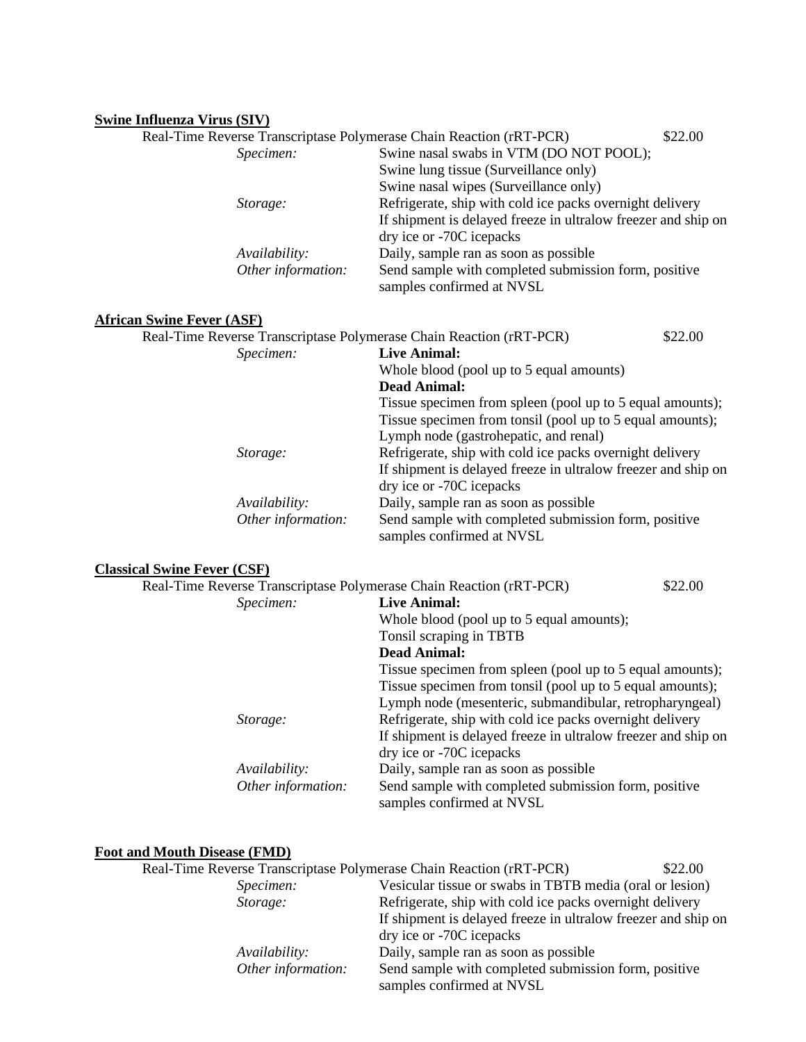**Swine Influenza Virus (SIV)**

Real-Time Reverse Transcriptase Polymerase Chain Reaction (rRT-PCR) — $22.00

*Specimen:*
Swine nasal swabs in VTM (DO NOT POOL);
Swine lung tissue (Surveillance only)
Swine nasal wipes (Surveillance only)

*Storage:*
Refrigerate, ship with cold ice packs overnight delivery
If shipment is delayed freeze in ultralow freezer and ship on dry ice or -70C icepacks

*Availability:*
Daily, sample ran as soon as possible

*Other information:*
Send sample with completed submission form, positive samples confirmed at NVSL

**African Swine Fever (ASF)**

Real-Time Reverse Transcriptase Polymerase Chain Reaction (rRT-PCR) — $22.00

*Specimen:*
**Live Animal:**
Whole blood (pool up to 5 equal amounts)
**Dead Animal:**
Tissue specimen from spleen (pool up to 5 equal amounts);
Tissue specimen from tonsil (pool up to 5 equal amounts);
Lymph node (gastrohepatic, and renal)

*Storage:*
Refrigerate, ship with cold ice packs overnight delivery
If shipment is delayed freeze in ultralow freezer and ship on dry ice or -70C icepacks

*Availability:*
Daily, sample ran as soon as possible

*Other information:*
Send sample with completed submission form, positive samples confirmed at NVSL

**Classical Swine Fever (CSF)**

Real-Time Reverse Transcriptase Polymerase Chain Reaction (rRT-PCR) — $22.00

*Specimen:*
**Live Animal:**
Whole blood (pool up to 5 equal amounts);
Tonsil scraping in TBTB
**Dead Animal:**
Tissue specimen from spleen (pool up to 5 equal amounts);
Tissue specimen from tonsil (pool up to 5 equal amounts);
Lymph node (mesenteric, submandibular, retropharyngeal)

*Storage:*
Refrigerate, ship with cold ice packs overnight delivery
If shipment is delayed freeze in ultralow freezer and ship on dry ice or -70C icepacks

*Availability:*
Daily, sample ran as soon as possible

*Other information:*
Send sample with completed submission form, positive samples confirmed at NVSL

**Foot and Mouth Disease (FMD)**

Real-Time Reverse Transcriptase Polymerase Chain Reaction (rRT-PCR) — $22.00

*Specimen:*
Vesicular tissue or swabs in TBTB media (oral or lesion)

*Storage:*
Refrigerate, ship with cold ice packs overnight delivery
If shipment is delayed freeze in ultralow freezer and ship on dry ice or -70C icepacks

*Availability:*
Daily, sample ran as soon as possible

*Other information:*
Send sample with completed submission form, positive samples confirmed at NVSL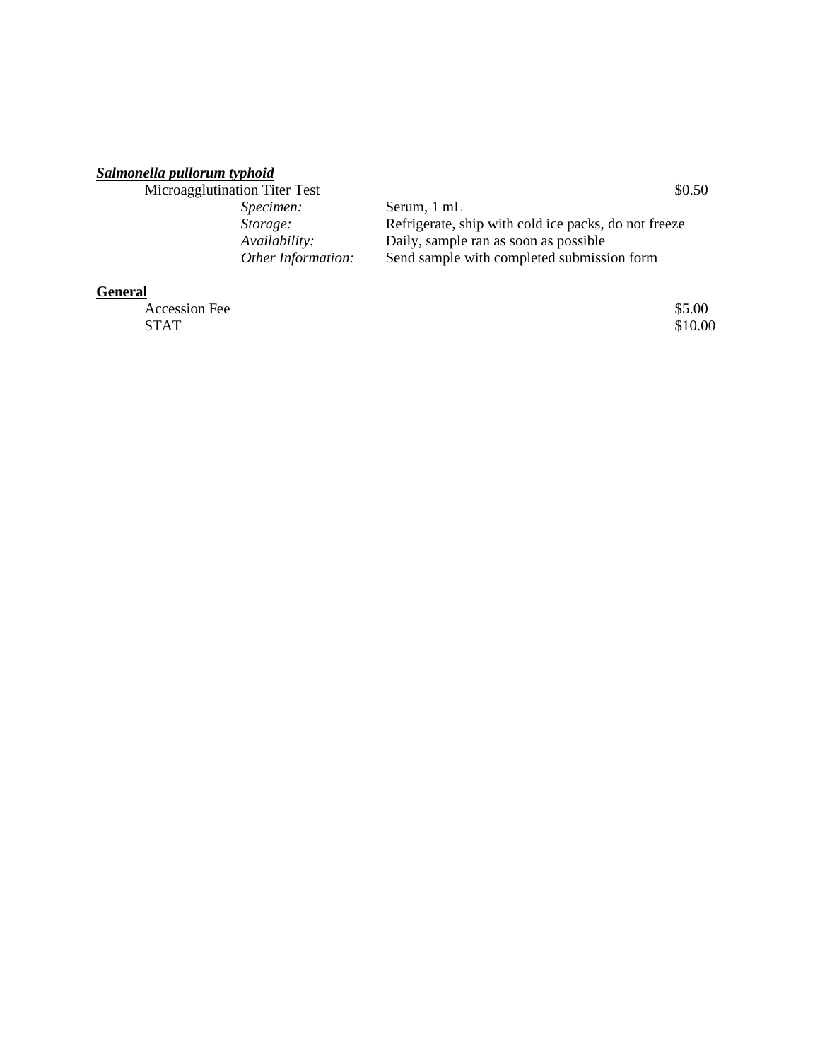***Salmonella pullorum typhoid***

Microagglutination Titer Test $0.50

| | |
|---|---|
| *Specimen:* | Serum, 1 mL |
| *Storage:* | Refrigerate, ship with cold ice packs, do not freeze |
| *Availability:* | Daily, sample ran as soon as possible |
| *Other Information:* | Send sample with completed submission form |

**General**

| | |
|---|---|
| Accession Fee | $5.00 |
| STAT | $10.00 |